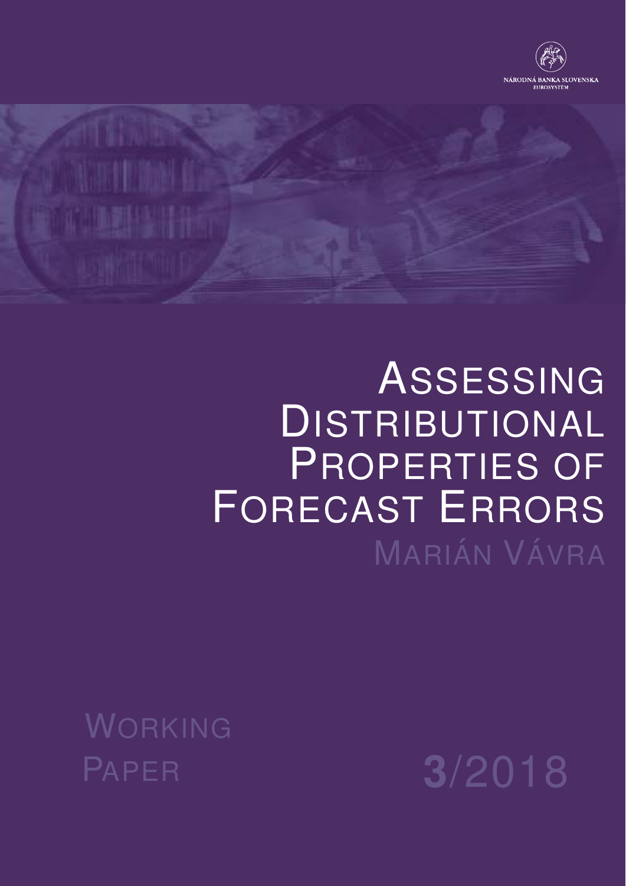NÁRODNÁ BANKA SLOVENSKA
EUROSYSTÉM

# Assessing Distributional Properties of Forecast Errors

Marián Vávra

Working Paper 3/2018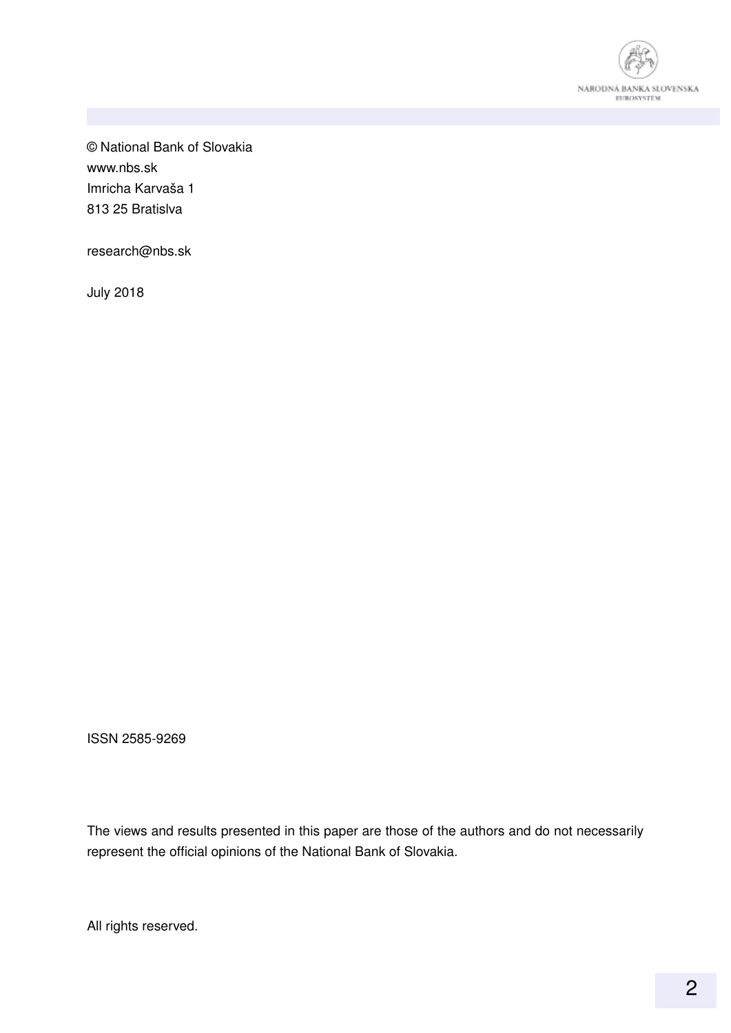© National Bank of Slovakia
www.nbs.sk
Imricha Karvaša 1
813 25 Bratislva

research@nbs.sk

July 2018

ISSN 2585-9269

The views and results presented in this paper are those of the authors and do not necessarily represent the official opinions of the National Bank of Slovakia.

All rights reserved.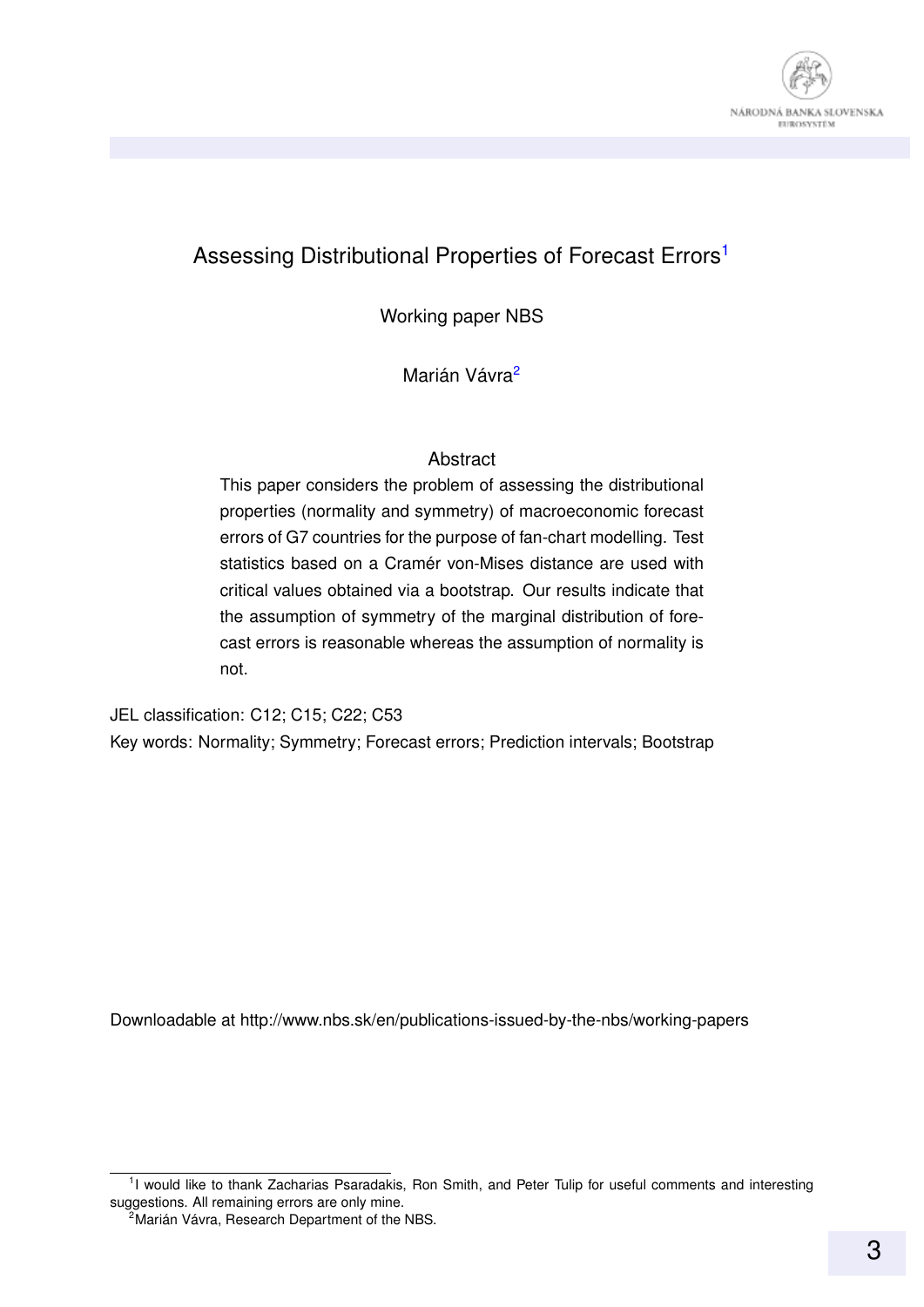# Assessing Distributional Properties of Forecast Errors[1]

Working paper NBS

Marián Vávra[2]

## Abstract

This paper considers the problem of assessing the distributional properties (normality and symmetry) of macroeconomic forecast errors of G7 countries for the purpose of fan-chart modelling. Test statistics based on a Cramér von-Mises distance are used with critical values obtained via a bootstrap. Our results indicate that the assumption of symmetry of the marginal distribution of forecast errors is reasonable whereas the assumption of normality is not.

JEL classification: C12; C15; C22; C53

Key words: Normality; Symmetry; Forecast errors; Prediction intervals; Bootstrap

Downloadable at http://www.nbs.sk/en/publications-issued-by-the-nbs/working-papers

---

[1] I would like to thank Zacharias Psaradakis, Ron Smith, and Peter Tulip for useful comments and interesting suggestions. All remaining errors are only mine.

[2] Marián Vávra, Research Department of the NBS.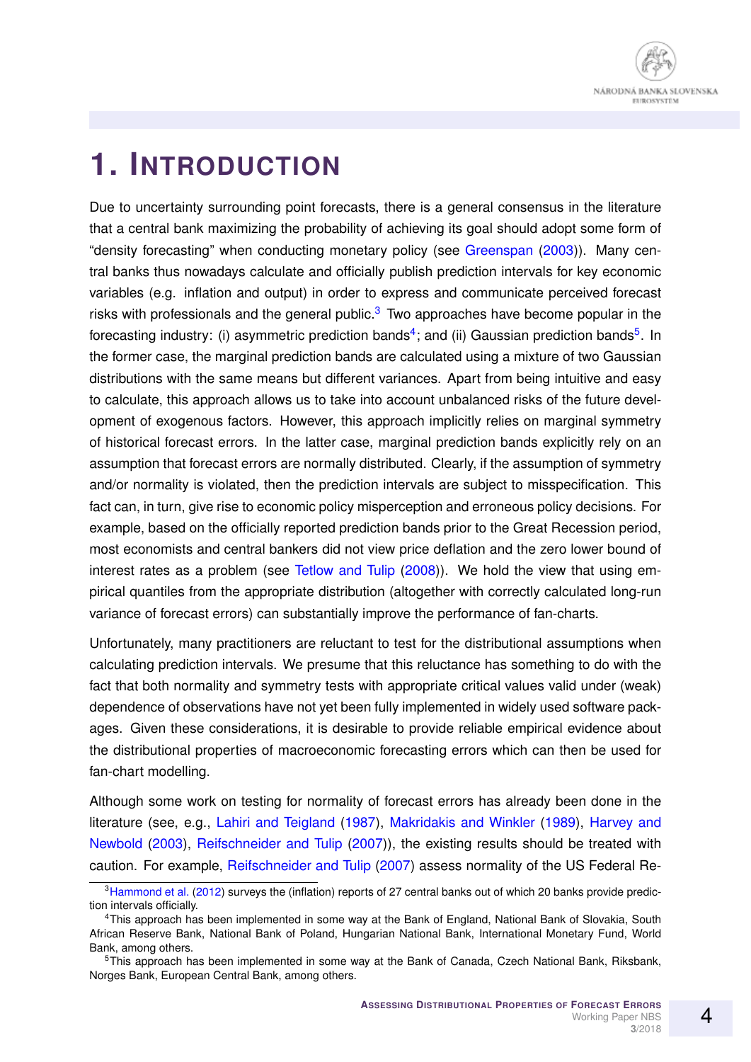# 1. Introduction

Due to uncertainty surrounding point forecasts, there is a general consensus in the literature that a central bank maximizing the probability of achieving its goal should adopt some form of "density forecasting" when conducting monetary policy (see Greenspan (2003)). Many central banks thus nowadays calculate and officially publish prediction intervals for key economic variables (e.g. inflation and output) in order to express and communicate perceived forecast risks with professionals and the general public.[3] Two approaches have become popular in the forecasting industry: (i) asymmetric prediction bands[4]; and (ii) Gaussian prediction bands[5]. In the former case, the marginal prediction bands are calculated using a mixture of two Gaussian distributions with the same means but different variances. Apart from being intuitive and easy to calculate, this approach allows us to take into account unbalanced risks of the future development of exogenous factors. However, this approach implicitly relies on marginal symmetry of historical forecast errors. In the latter case, marginal prediction bands explicitly rely on an assumption that forecast errors are normally distributed. Clearly, if the assumption of symmetry and/or normality is violated, then the prediction intervals are subject to misspecification. This fact can, in turn, give rise to economic policy misperception and erroneous policy decisions. For example, based on the officially reported prediction bands prior to the Great Recession period, most economists and central bankers did not view price deflation and the zero lower bound of interest rates as a problem (see Tetlow and Tulip (2008)). We hold the view that using empirical quantiles from the appropriate distribution (altogether with correctly calculated long-run variance of forecast errors) can substantially improve the performance of fan-charts.

Unfortunately, many practitioners are reluctant to test for the distributional assumptions when calculating prediction intervals. We presume that this reluctance has something to do with the fact that both normality and symmetry tests with appropriate critical values valid under (weak) dependence of observations have not yet been fully implemented in widely used software packages. Given these considerations, it is desirable to provide reliable empirical evidence about the distributional properties of macroeconomic forecasting errors which can then be used for fan-chart modelling.

Although some work on testing for normality of forecast errors has already been done in the literature (see, e.g., Lahiri and Teigland (1987), Makridakis and Winkler (1989), Harvey and Newbold (2003), Reifschneider and Tulip (2007)), the existing results should be treated with caution. For example, Reifschneider and Tulip (2007) assess normality of the US Federal Re-

[3] Hammond et al. (2012) surveys the (inflation) reports of 27 central banks out of which 20 banks provide prediction intervals officially.

[4] This approach has been implemented in some way at the Bank of England, National Bank of Slovakia, South African Reserve Bank, National Bank of Poland, Hungarian National Bank, International Monetary Fund, World Bank, among others.

[5] This approach has been implemented in some way at the Bank of Canada, Czech National Bank, Riksbank, Norges Bank, European Central Bank, among others.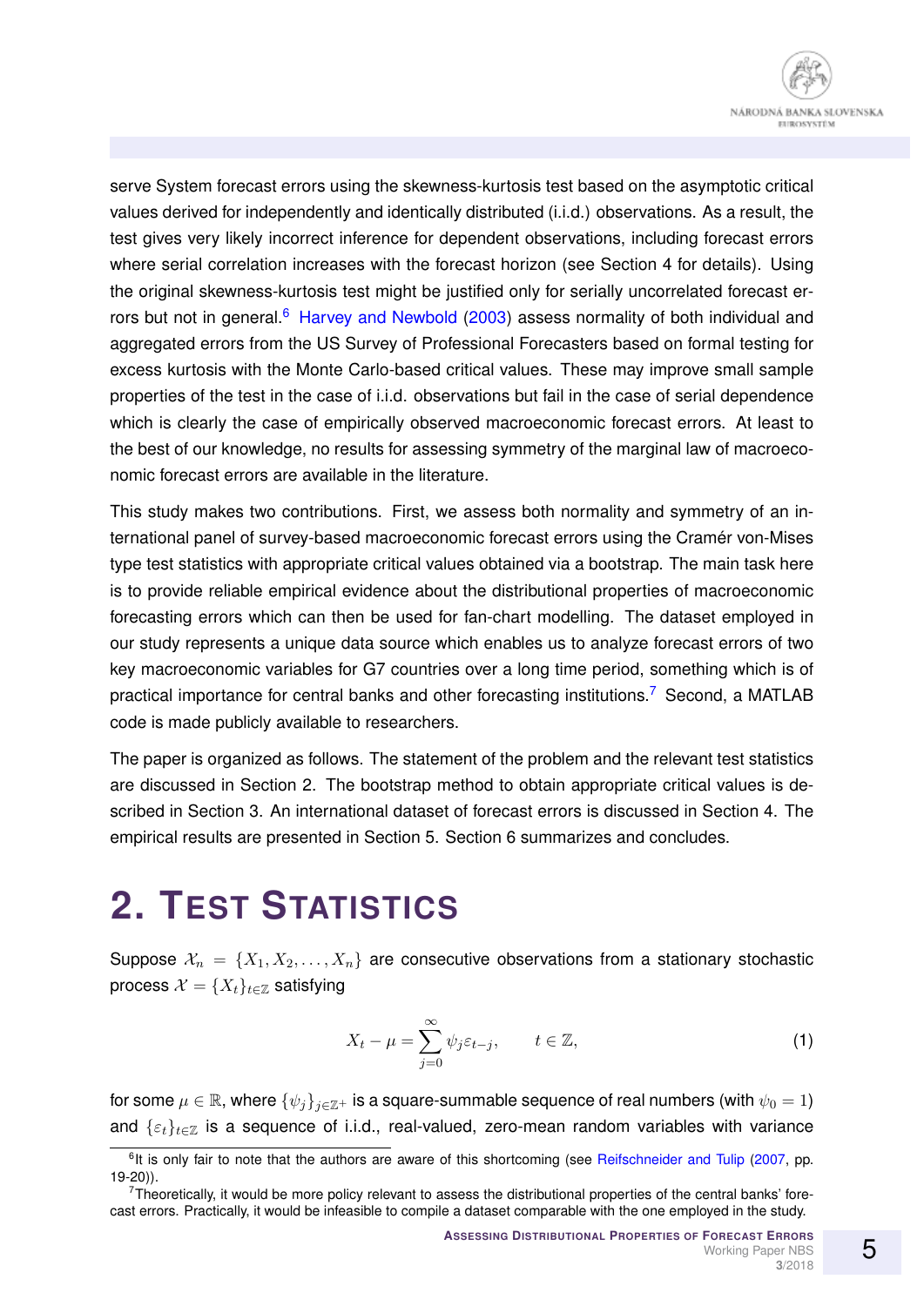serve System forecast errors using the skewness-kurtosis test based on the asymptotic critical values derived for independently and identically distributed (i.i.d.) observations. As a result, the test gives very likely incorrect inference for dependent observations, including forecast errors where serial correlation increases with the forecast horizon (see Section 4 for details). Using the original skewness-kurtosis test might be justified only for serially uncorrelated forecast errors but not in general.[6] Harvey and Newbold (2003) assess normality of both individual and aggregated errors from the US Survey of Professional Forecasters based on formal testing for excess kurtosis with the Monte Carlo-based critical values. These may improve small sample properties of the test in the case of i.i.d. observations but fail in the case of serial dependence which is clearly the case of empirically observed macroeconomic forecast errors. At least to the best of our knowledge, no results for assessing symmetry of the marginal law of macroeconomic forecast errors are available in the literature.

This study makes two contributions. First, we assess both normality and symmetry of an international panel of survey-based macroeconomic forecast errors using the Cramér von-Mises type test statistics with appropriate critical values obtained via a bootstrap. The main task here is to provide reliable empirical evidence about the distributional properties of macroeconomic forecasting errors which can then be used for fan-chart modelling. The dataset employed in our study represents a unique data source which enables us to analyze forecast errors of two key macroeconomic variables for G7 countries over a long time period, something which is of practical importance for central banks and other forecasting institutions.[7] Second, a MATLAB code is made publicly available to researchers.

The paper is organized as follows. The statement of the problem and the relevant test statistics are discussed in Section 2. The bootstrap method to obtain appropriate critical values is described in Section 3. An international dataset of forecast errors is discussed in Section 4. The empirical results are presented in Section 5. Section 6 summarizes and concludes.

# 2. Test Statistics

Suppose $\mathcal{X}_n = \{X_1, X_2, \dots, X_n\}$ are consecutive observations from a stationary stochastic process $\mathcal{X} = \{X_t\}_{t\in\mathbb{Z}}$ satisfying

$$X_t - \mu = \sum_{j=0}^{\infty} \psi_j \varepsilon_{t-j}, \qquad t \in \mathbb{Z}, \tag{1}$$

for some $\mu \in \mathbb{R}$, where $\{\psi_j\}_{j\in\mathbb{Z}^+}$ is a square-summable sequence of real numbers (with $\psi_0 = 1$) and $\{\varepsilon_t\}_{t\in\mathbb{Z}}$ is a sequence of i.i.d., real-valued, zero-mean random variables with variance

[6] It is only fair to note that the authors are aware of this shortcoming (see Reifschneider and Tulip (2007, pp. 19-20)).

[7] Theoretically, it would be more policy relevant to assess the distributional properties of the central banks' forecast errors. Practically, it would be infeasible to compile a dataset comparable with the one employed in the study.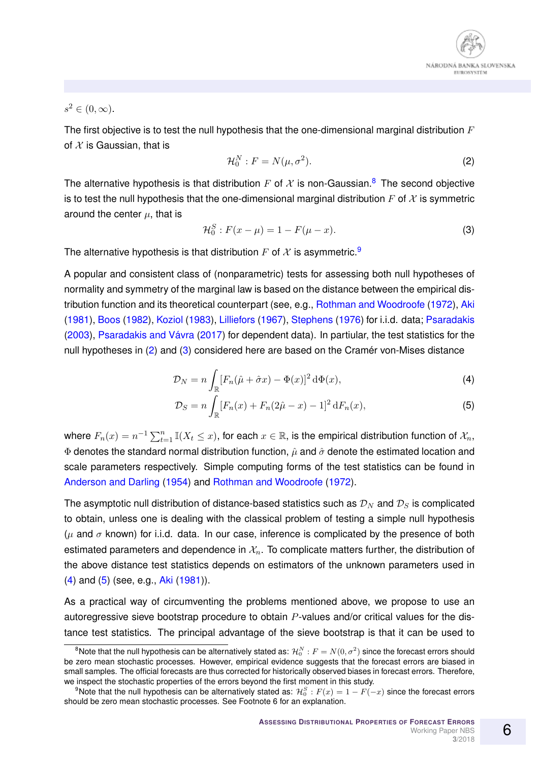$s^2 \in (0, \infty)$.

The first objective is to test the null hypothesis that the one-dimensional marginal distribution $F$ of $\mathcal{X}$ is Gaussian, that is

$$\mathcal{H}_0^N : F = N(\mu, \sigma^2). \tag{2}$$

The alternative hypothesis is that distribution $F$ of $\mathcal{X}$ is non-Gaussian.[8] The second objective is to test the null hypothesis that the one-dimensional marginal distribution $F$ of $\mathcal{X}$ is symmetric around the center $\mu$, that is

$$\mathcal{H}_0^S : F(x - \mu) = 1 - F(\mu - x). \tag{3}$$

The alternative hypothesis is that distribution $F$ of $\mathcal{X}$ is asymmetric.[9]

A popular and consistent class of (nonparametric) tests for assessing both null hypotheses of normality and symmetry of the marginal law is based on the distance between the empirical distribution function and its theoretical counterpart (see, e.g., Rothman and Woodroofe (1972), Aki (1981), Boos (1982), Koziol (1983), Lilliefors (1967), Stephens (1976) for i.i.d. data; Psaradakis (2003), Psaradakis and Vávra (2017) for dependent data). In partiular, the test statistics for the null hypotheses in (2) and (3) considered here are based on the Cramér von-Mises distance

$$\mathcal{D}_N = n \int_{\mathbb{R}} \left[F_n(\hat{\mu} + \hat{\sigma} x) - \Phi(x)\right]^2 \mathrm{d}\Phi(x), \tag{4}$$

$$\mathcal{D}_S = n \int_{\mathbb{R}} \left[F_n(x) + F_n(2\hat{\mu} - x) - 1\right]^2 \mathrm{d}F_n(x), \tag{5}$$

where $F_n(x) = n^{-1} \sum_{t=1}^{n} \mathbb{I}(X_t \leq x)$, for each $x \in \mathbb{R}$, is the empirical distribution function of $\mathcal{X}_n$, $\Phi$ denotes the standard normal distribution function, $\hat{\mu}$ and $\hat{\sigma}$ denote the estimated location and scale parameters respectively. Simple computing forms of the test statistics can be found in Anderson and Darling (1954) and Rothman and Woodroofe (1972).

The asymptotic null distribution of distance-based statistics such as $\mathcal{D}_N$ and $\mathcal{D}_S$ is complicated to obtain, unless one is dealing with the classical problem of testing a simple null hypothesis ($\mu$ and $\sigma$ known) for i.i.d. data. In our case, inference is complicated by the presence of both estimated parameters and dependence in $\mathcal{X}_n$. To complicate matters further, the distribution of the above distance test statistics depends on estimators of the unknown parameters used in (4) and (5) (see, e.g., Aki (1981)).

As a practical way of circumventing the problems mentioned above, we propose to use an autoregressive sieve bootstrap procedure to obtain $P$-values and/or critical values for the distance test statistics. The principal advantage of the sieve bootstrap is that it can be used to

---

[8] Note that the null hypothesis can be alternatively stated as: $\mathcal{H}_0^N : F = N(0, \sigma^2)$ since the forecast errors should be zero mean stochastic processes. However, empirical evidence suggests that the forecast errors are biased in small samples. The official forecasts are thus corrected for historically observed biases in forecast errors. Therefore, we inspect the stochastic properties of the errors beyond the first moment in this study.

[9] Note that the null hypothesis can be alternatively stated as: $\mathcal{H}_0^S : F(x) = 1 - F(-x)$ since the forecast errors should be zero mean stochastic processes. See Footnote 6 for an explanation.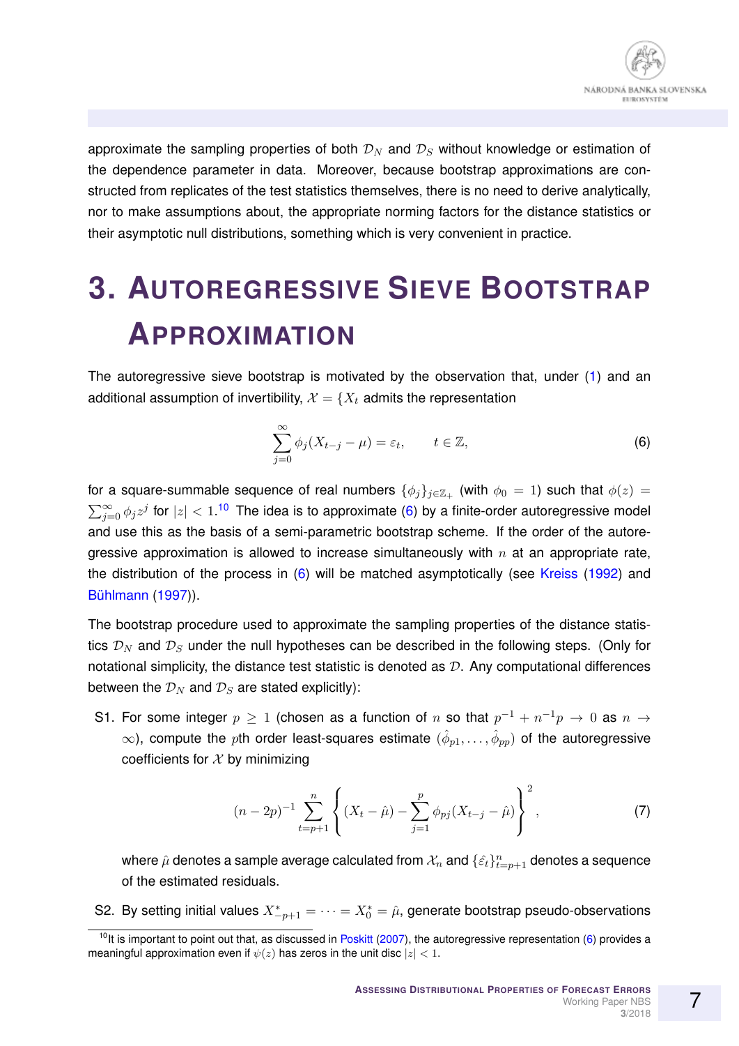approximate the sampling properties of both $\mathcal{D}_N$ and $\mathcal{D}_S$ without knowledge or estimation of the dependence parameter in data. Moreover, because bootstrap approximations are constructed from replicates of the test statistics themselves, there is no need to derive analytically, nor to make assumptions about, the appropriate norming factors for the distance statistics or their asymptotic null distributions, something which is very convenient in practice.

# 3. Autoregressive Sieve Bootstrap Approximation

The autoregressive sieve bootstrap is motivated by the observation that, under (1) and an additional assumption of invertibility, $\mathcal{X} = \{X_t$ admits the representation

$$\sum_{j=0}^{\infty} \phi_j (X_{t-j} - \mu) = \varepsilon_t, \qquad t \in \mathbb{Z}, \tag{6}$$

for a square-summable sequence of real numbers $\{\phi_j\}_{j \in \mathbb{Z}_+}$ (with $\phi_0 = 1$) such that $\phi(z) = \sum_{j=0}^{\infty} \phi_j z^j$ for $|z| < 1$.[10] The idea is to approximate (6) by a finite-order autoregressive model and use this as the basis of a semi-parametric bootstrap scheme. If the order of the autoregressive approximation is allowed to increase simultaneously with $n$ at an appropriate rate, the distribution of the process in (6) will be matched asymptotically (see Kreiss (1992) and Bühlmann (1997)).

The bootstrap procedure used to approximate the sampling properties of the distance statistics $\mathcal{D}_N$ and $\mathcal{D}_S$ under the null hypotheses can be described in the following steps. (Only for notational simplicity, the distance test statistic is denoted as $\mathcal{D}$. Any computational differences between the $\mathcal{D}_N$ and $\mathcal{D}_S$ are stated explicitly):

S1. For some integer $p \geq 1$ (chosen as a function of $n$ so that $p^{-1} + n^{-1}p \to 0$ as $n \to \infty$), compute the $p$th order least-squares estimate $(\hat{\phi}_{p1}, \ldots, \hat{\phi}_{pp})$ of the autoregressive coefficients for $\mathcal{X}$ by minimizing

$$(n - 2p)^{-1} \sum_{t=p+1}^{n} \left\{ (X_t - \hat{\mu}) - \sum_{j=1}^{p} \phi_{pj} (X_{t-j} - \hat{\mu}) \right\}^2, \tag{7}$$

where $\hat{\mu}$ denotes a sample average calculated from $\mathcal{X}_n$ and $\{\hat{\varepsilon}_t\}_{t=p+1}^{n}$ denotes a sequence of the estimated residuals.

S2. By setting initial values $X^*_{-p+1} = \cdots = X^*_0 = \hat{\mu}$, generate bootstrap pseudo-observations

[10] It is important to point out that, as discussed in Poskitt (2007), the autoregressive representation (6) provides a meaningful approximation even if $\psi(z)$ has zeros in the unit disc $|z| < 1$.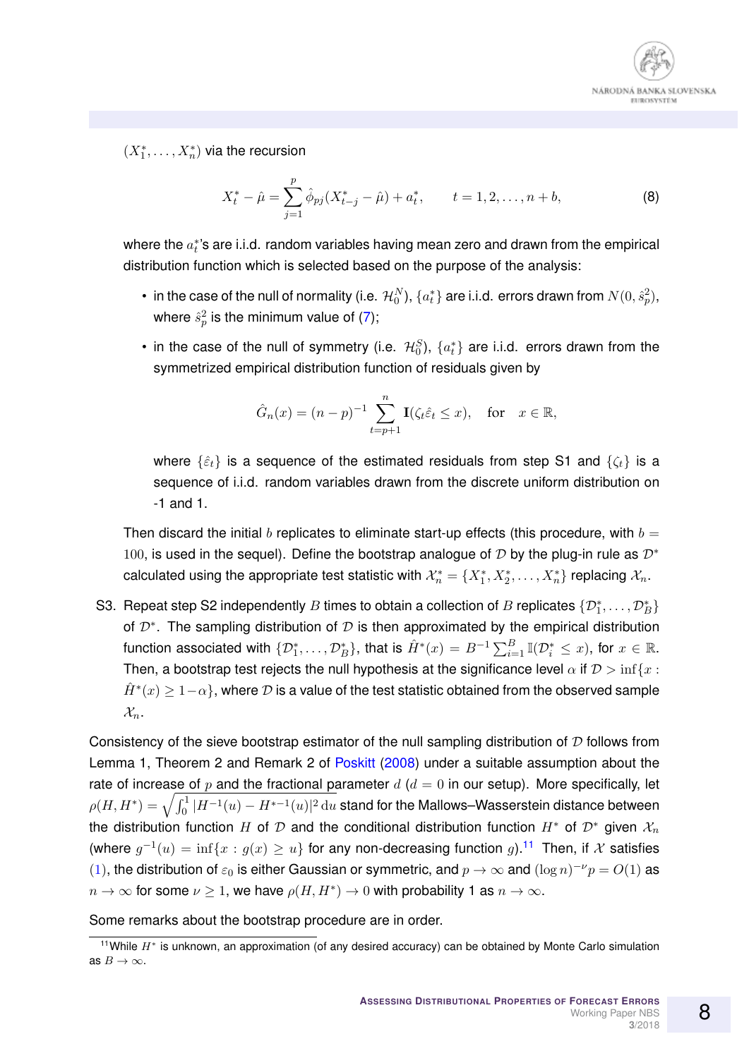$(X_1^*, \ldots, X_n^*)$ via the recursion

$$X_t^* - \hat{\mu} = \sum_{j=1}^{p} \hat{\phi}_{pj}(X_{t-j}^* - \hat{\mu}) + a_t^*, \qquad t = 1, 2, \ldots, n + b, \tag{8}$$

where the $a_t^*$'s are i.i.d. random variables having mean zero and drawn from the empirical distribution function which is selected based on the purpose of the analysis:

- in the case of the null of normality (i.e. $\mathcal{H}_0^N$), $\{a_t^*\}$ are i.i.d. errors drawn from $N(0, \hat{s}_p^2)$, where $\hat{s}_p^2$ is the minimum value of (7);
- in the case of the null of symmetry (i.e. $\mathcal{H}_0^S$), $\{a_t^*\}$ are i.i.d. errors drawn from the symmetrized empirical distribution function of residuals given by

$$\hat{G}_n(x) = (n-p)^{-1} \sum_{t=p+1}^{n} \mathbf{I}(\zeta_t \hat{\varepsilon}_t \le x), \quad \text{for} \quad x \in \mathbb{R},$$

  where $\{\hat{\varepsilon}_t\}$ is a sequence of the estimated residuals from step S1 and $\{\zeta_t\}$ is a sequence of i.i.d. random variables drawn from the discrete uniform distribution on -1 and 1.

Then discard the initial $b$ replicates to eliminate start-up effects (this procedure, with $b = 100$, is used in the sequel). Define the bootstrap analogue of $\mathcal{D}$ by the plug-in rule as $\mathcal{D}^*$ calculated using the appropriate test statistic with $\mathcal{X}_n^* = \{X_1^*, X_2^*, \ldots, X_n^*\}$ replacing $\mathcal{X}_n$.

S3. Repeat step S2 independently $B$ times to obtain a collection of $B$ replicates $\{\mathcal{D}_1^*, \ldots, \mathcal{D}_B^*\}$ of $\mathcal{D}^*$. The sampling distribution of $\mathcal{D}$ is then approximated by the empirical distribution function associated with $\{\mathcal{D}_1^*, \ldots, \mathcal{D}_B^*\}$, that is $\hat{H}^*(x) = B^{-1}\sum_{i=1}^{B} \mathbb{I}(\mathcal{D}_i^* \le x)$, for $x \in \mathbb{R}$. Then, a bootstrap test rejects the null hypothesis at the significance level $\alpha$ if $\mathcal{D} > \inf\{x : \hat{H}^*(x) \ge 1 - \alpha\}$, where $\mathcal{D}$ is a value of the test statistic obtained from the observed sample $\mathcal{X}_n$.

Consistency of the sieve bootstrap estimator of the null sampling distribution of $\mathcal{D}$ follows from Lemma 1, Theorem 2 and Remark 2 of Poskitt (2008) under a suitable assumption about the rate of increase of $p$ and the fractional parameter $d$ ($d = 0$ in our setup). More specifically, let $\rho(H, H^*) = \sqrt{\int_0^1 |H^{-1}(u) - H^{*-1}(u)|^2 \,\mathrm{d}u}$ stand for the Mallows–Wasserstein distance between the distribution function $H$ of $\mathcal{D}$ and the conditional distribution function $H^*$ of $\mathcal{D}^*$ given $\mathcal{X}_n$ (where $g^{-1}(u) = \inf\{x : g(x) \ge u\}$ for any non-decreasing function $g$).[11] Then, if $\mathcal{X}$ satisfies (1), the distribution of $\varepsilon_0$ is either Gaussian or symmetric, and $p \to \infty$ and $(\log n)^{-\nu} p = O(1)$ as $n \to \infty$ for some $\nu \ge 1$, we have $\rho(H, H^*) \to 0$ with probability 1 as $n \to \infty$.

Some remarks about the bootstrap procedure are in order.

[11] While $H^*$ is unknown, an approximation (of any desired accuracy) can be obtained by Monte Carlo simulation as $B \to \infty$.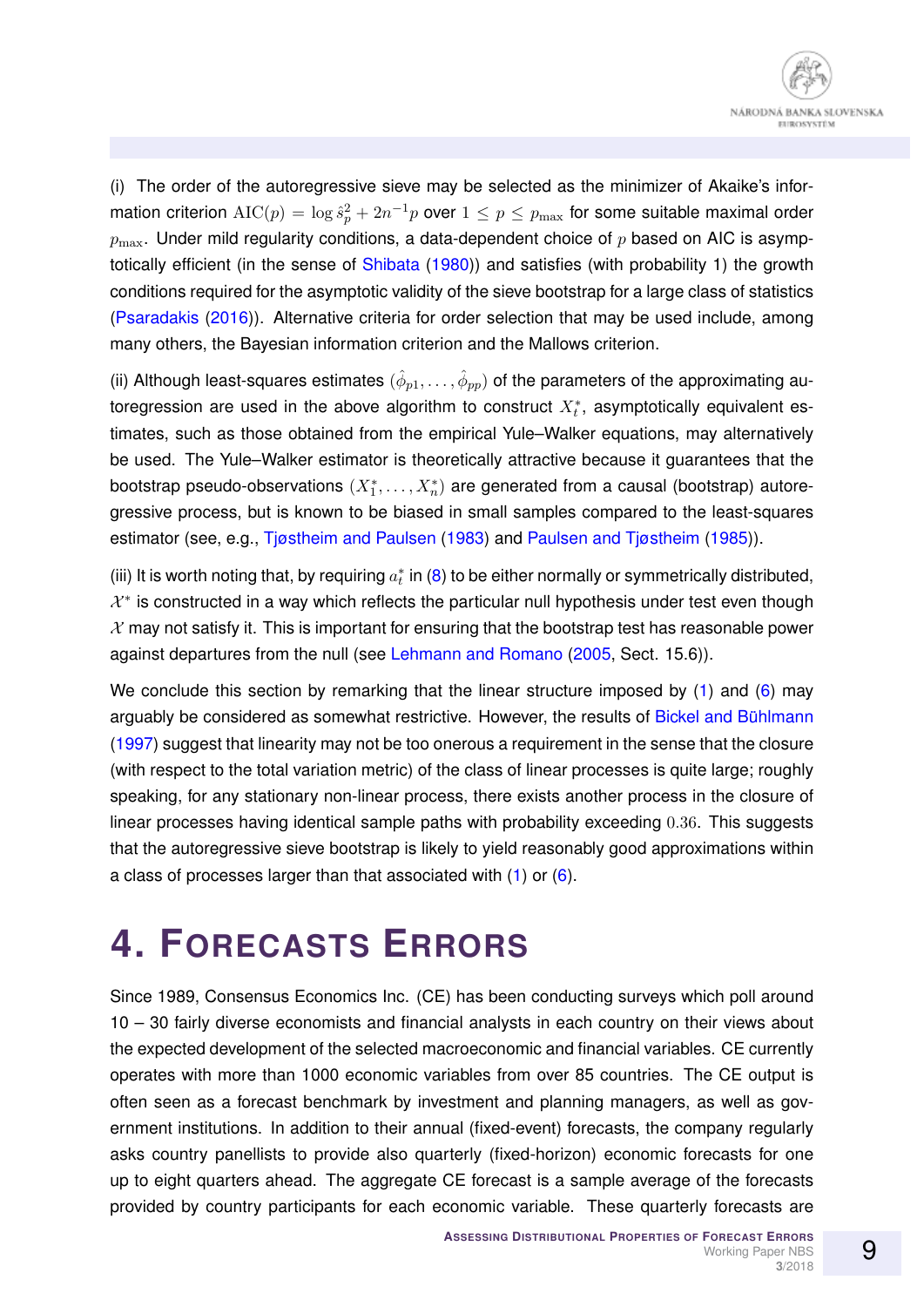(i) The order of the autoregressive sieve may be selected as the minimizer of Akaike's information criterion $\mathrm{AIC}(p) = \log \hat{s}_p^2 + 2n^{-1}p$ over $1 \leq p \leq p_{\max}$ for some suitable maximal order $p_{\max}$. Under mild regularity conditions, a data-dependent choice of $p$ based on AIC is asymptotically efficient (in the sense of Shibata (1980)) and satisfies (with probability 1) the growth conditions required for the asymptotic validity of the sieve bootstrap for a large class of statistics (Psaradakis (2016)). Alternative criteria for order selection that may be used include, among many others, the Bayesian information criterion and the Mallows criterion.

(ii) Although least-squares estimates $(\hat{\phi}_{p1}, \ldots, \hat{\phi}_{pp})$ of the parameters of the approximating autoregression are used in the above algorithm to construct $X_t^*$, asymptotically equivalent estimates, such as those obtained from the empirical Yule–Walker equations, may alternatively be used. The Yule–Walker estimator is theoretically attractive because it guarantees that the bootstrap pseudo-observations $(X_1^*, \ldots, X_n^*)$ are generated from a causal (bootstrap) autoregressive process, but is known to be biased in small samples compared to the least-squares estimator (see, e.g., Tjøstheim and Paulsen (1983) and Paulsen and Tjøstheim (1985)).

(iii) It is worth noting that, by requiring $a_t^*$ in (8) to be either normally or symmetrically distributed, $\mathcal{X}^*$ is constructed in a way which reflects the particular null hypothesis under test even though $\mathcal{X}$ may not satisfy it. This is important for ensuring that the bootstrap test has reasonable power against departures from the null (see Lehmann and Romano (2005, Sect. 15.6)).

We conclude this section by remarking that the linear structure imposed by (1) and (6) may arguably be considered as somewhat restrictive. However, the results of Bickel and Bühlmann (1997) suggest that linearity may not be too onerous a requirement in the sense that the closure (with respect to the total variation metric) of the class of linear processes is quite large; roughly speaking, for any stationary non-linear process, there exists another process in the closure of linear processes having identical sample paths with probability exceeding $0.36$. This suggests that the autoregressive sieve bootstrap is likely to yield reasonably good approximations within a class of processes larger than that associated with (1) or (6).

# 4. Forecasts Errors

Since 1989, Consensus Economics Inc. (CE) has been conducting surveys which poll around 10 – 30 fairly diverse economists and financial analysts in each country on their views about the expected development of the selected macroeconomic and financial variables. CE currently operates with more than 1000 economic variables from over 85 countries. The CE output is often seen as a forecast benchmark by investment and planning managers, as well as government institutions. In addition to their annual (fixed-event) forecasts, the company regularly asks country panellists to provide also quarterly (fixed-horizon) economic forecasts for one up to eight quarters ahead. The aggregate CE forecast is a sample average of the forecasts provided by country participants for each economic variable. These quarterly forecasts are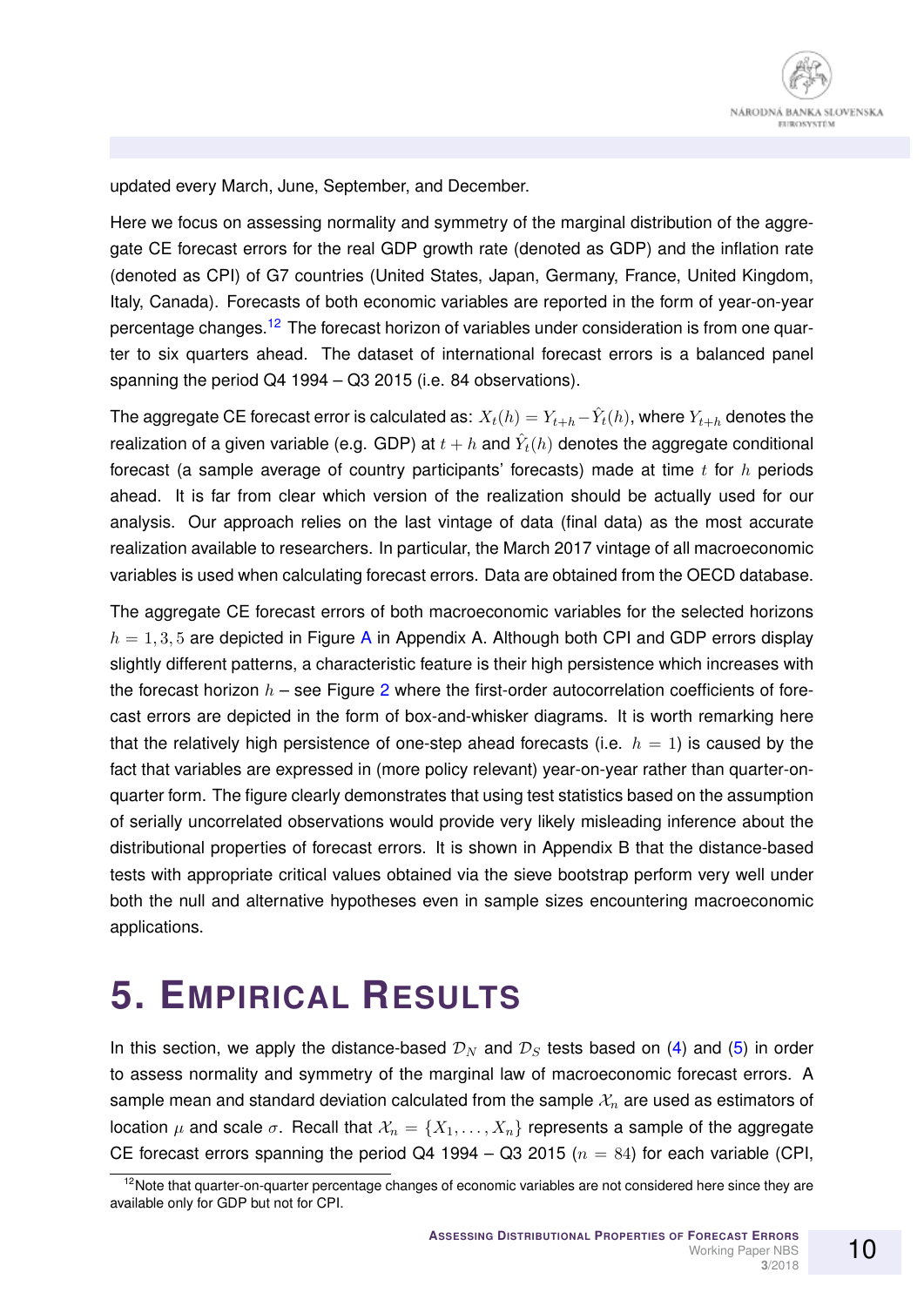updated every March, June, September, and December.

Here we focus on assessing normality and symmetry of the marginal distribution of the aggregate CE forecast errors for the real GDP growth rate (denoted as GDP) and the inflation rate (denoted as CPI) of G7 countries (United States, Japan, Germany, France, United Kingdom, Italy, Canada). Forecasts of both economic variables are reported in the form of year-on-year percentage changes.[12] The forecast horizon of variables under consideration is from one quarter to six quarters ahead. The dataset of international forecast errors is a balanced panel spanning the period Q4 1994 – Q3 2015 (i.e. 84 observations).

The aggregate CE forecast error is calculated as: $X_t(h) = Y_{t+h} - \hat{Y}_t(h)$, where $Y_{t+h}$ denotes the realization of a given variable (e.g. GDP) at $t+h$ and $\hat{Y}_t(h)$ denotes the aggregate conditional forecast (a sample average of country participants' forecasts) made at time $t$ for $h$ periods ahead. It is far from clear which version of the realization should be actually used for our analysis. Our approach relies on the last vintage of data (final data) as the most accurate realization available to researchers. In particular, the March 2017 vintage of all macroeconomic variables is used when calculating forecast errors. Data are obtained from the OECD database.

The aggregate CE forecast errors of both macroeconomic variables for the selected horizons $h = 1, 3, 5$ are depicted in Figure A in Appendix A. Although both CPI and GDP errors display slightly different patterns, a characteristic feature is their high persistence which increases with the forecast horizon $h$ – see Figure 2 where the first-order autocorrelation coefficients of forecast errors are depicted in the form of box-and-whisker diagrams. It is worth remarking here that the relatively high persistence of one-step ahead forecasts (i.e. $h = 1$) is caused by the fact that variables are expressed in (more policy relevant) year-on-year rather than quarter-on-quarter form. The figure clearly demonstrates that using test statistics based on the assumption of serially uncorrelated observations would provide very likely misleading inference about the distributional properties of forecast errors. It is shown in Appendix B that the distance-based tests with appropriate critical values obtained via the sieve bootstrap perform very well under both the null and alternative hypotheses even in sample sizes encountering macroeconomic applications.

# 5. Empirical Results

In this section, we apply the distance-based $\mathcal{D}_N$ and $\mathcal{D}_S$ tests based on (4) and (5) in order to assess normality and symmetry of the marginal law of macroeconomic forecast errors. A sample mean and standard deviation calculated from the sample $\mathcal{X}_n$ are used as estimators of location $\mu$ and scale $\sigma$. Recall that $\mathcal{X}_n = \{X_1, \ldots, X_n\}$ represents a sample of the aggregate CE forecast errors spanning the period Q4 1994 – Q3 2015 ($n = 84$) for each variable (CPI,

[12] Note that quarter-on-quarter percentage changes of economic variables are not considered here since they are available only for GDP but not for CPI.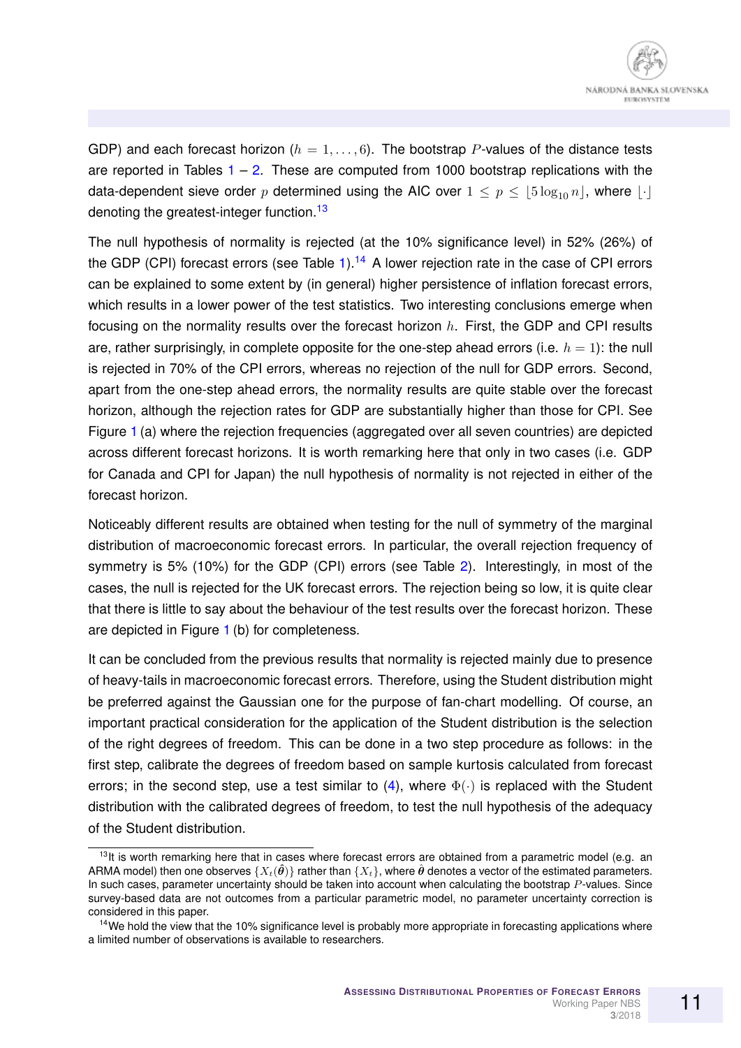GDP) and each forecast horizon ($h = 1, \ldots, 6$). The bootstrap $P$-values of the distance tests are reported in Tables 1 – 2. These are computed from 1000 bootstrap replications with the data-dependent sieve order $p$ determined using the AIC over $1 \leq p \leq \lfloor 5 \log_{10} n \rfloor$, where $\lfloor \cdot \rfloor$ denoting the greatest-integer function.[13]

The null hypothesis of normality is rejected (at the 10% significance level) in 52% (26%) of the GDP (CPI) forecast errors (see Table 1).[14] A lower rejection rate in the case of CPI errors can be explained to some extent by (in general) higher persistence of inflation forecast errors, which results in a lower power of the test statistics. Two interesting conclusions emerge when focusing on the normality results over the forecast horizon $h$. First, the GDP and CPI results are, rather surprisingly, in complete opposite for the one-step ahead errors (i.e. $h = 1$): the null is rejected in 70% of the CPI errors, whereas no rejection of the null for GDP errors. Second, apart from the one-step ahead errors, the normality results are quite stable over the forecast horizon, although the rejection rates for GDP are substantially higher than those for CPI. See Figure 1 (a) where the rejection frequencies (aggregated over all seven countries) are depicted across different forecast horizons. It is worth remarking here that only in two cases (i.e. GDP for Canada and CPI for Japan) the null hypothesis of normality is not rejected in either of the forecast horizon.

Noticeably different results are obtained when testing for the null of symmetry of the marginal distribution of macroeconomic forecast errors. In particular, the overall rejection frequency of symmetry is 5% (10%) for the GDP (CPI) errors (see Table 2). Interestingly, in most of the cases, the null is rejected for the UK forecast errors. The rejection being so low, it is quite clear that there is little to say about the behaviour of the test results over the forecast horizon. These are depicted in Figure 1 (b) for completeness.

It can be concluded from the previous results that normality is rejected mainly due to presence of heavy-tails in macroeconomic forecast errors. Therefore, using the Student distribution might be preferred against the Gaussian one for the purpose of fan-chart modelling. Of course, an important practical consideration for the application of the Student distribution is the selection of the right degrees of freedom. This can be done in a two step procedure as follows: in the first step, calibrate the degrees of freedom based on sample kurtosis calculated from forecast errors; in the second step, use a test similar to (4), where $\Phi(\cdot)$ is replaced with the Student distribution with the calibrated degrees of freedom, to test the null hypothesis of the adequacy of the Student distribution.

---

[13] It is worth remarking here that in cases where forecast errors are obtained from a parametric model (e.g. an ARMA model) then one observes $\{X_t(\hat{\boldsymbol{\theta}})\}$ rather than $\{X_t\}$, where $\hat{\boldsymbol{\theta}}$ denotes a vector of the estimated parameters. In such cases, parameter uncertainty should be taken into account when calculating the bootstrap $P$-values. Since survey-based data are not outcomes from a particular parametric model, no parameter uncertainty correction is considered in this paper.

[14] We hold the view that the 10% significance level is probably more appropriate in forecasting applications where a limited number of observations is available to researchers.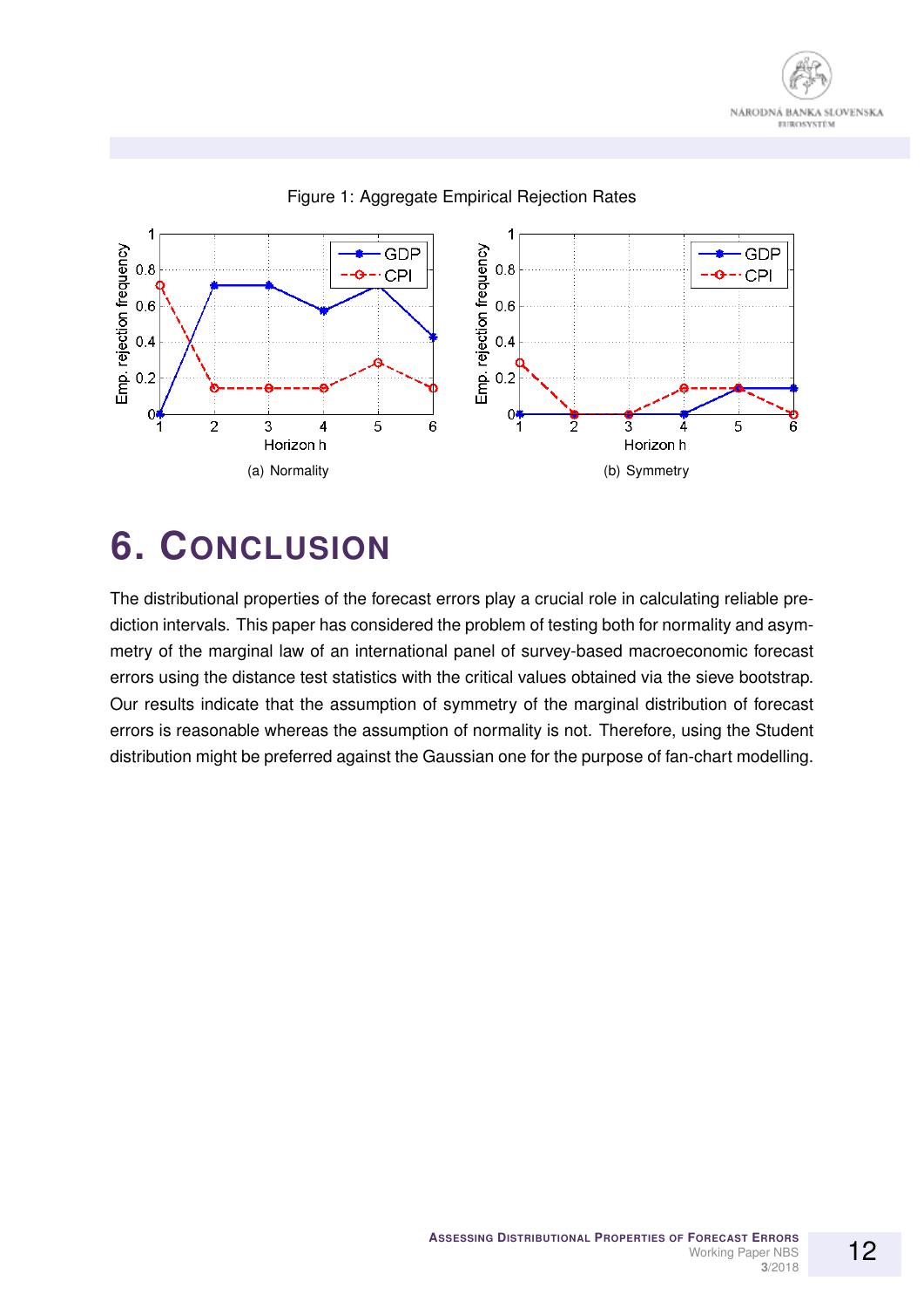Figure 1: Aggregate Empirical Rejection Rates

(a) Normality

(b) Symmetry

# 6. Conclusion

The distributional properties of the forecast errors play a crucial role in calculating reliable prediction intervals. This paper has considered the problem of testing both for normality and asymmetry of the marginal law of an international panel of survey-based macroeconomic forecast errors using the distance test statistics with the critical values obtained via the sieve bootstrap. Our results indicate that the assumption of symmetry of the marginal distribution of forecast errors is reasonable whereas the assumption of normality is not. Therefore, using the Student distribution might be preferred against the Gaussian one for the purpose of fan-chart modelling.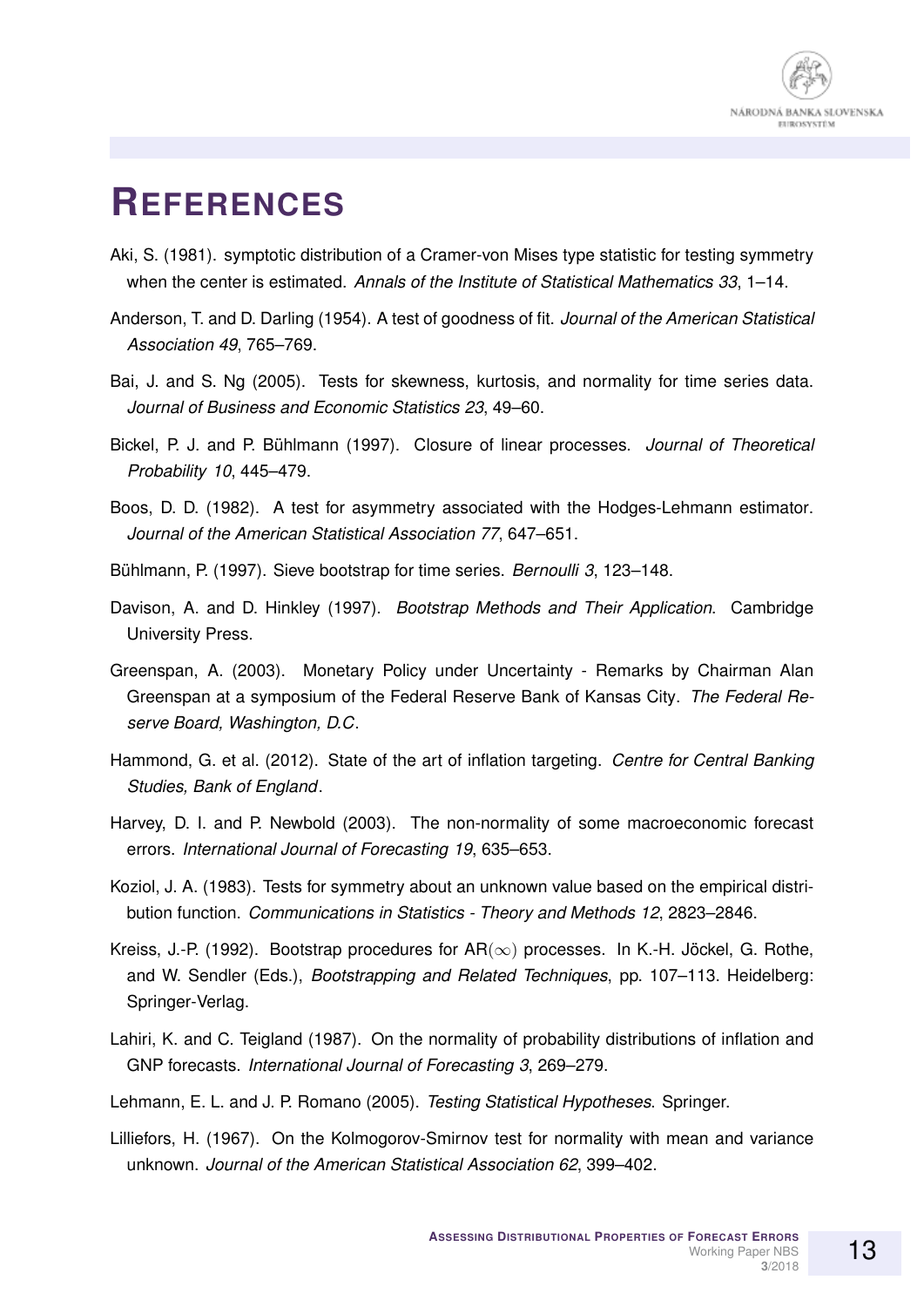# REFERENCES

Aki, S. (1981). symptotic distribution of a Cramer-von Mises type statistic for testing symmetry when the center is estimated. *Annals of the Institute of Statistical Mathematics 33*, 1–14.

Anderson, T. and D. Darling (1954). A test of goodness of fit. *Journal of the American Statistical Association 49*, 765–769.

Bai, J. and S. Ng (2005). Tests for skewness, kurtosis, and normality for time series data. *Journal of Business and Economic Statistics 23*, 49–60.

Bickel, P. J. and P. Bühlmann (1997). Closure of linear processes. *Journal of Theoretical Probability 10*, 445–479.

Boos, D. D. (1982). A test for asymmetry associated with the Hodges-Lehmann estimator. *Journal of the American Statistical Association 77*, 647–651.

Bühlmann, P. (1997). Sieve bootstrap for time series. *Bernoulli 3*, 123–148.

Davison, A. and D. Hinkley (1997). *Bootstrap Methods and Their Application*. Cambridge University Press.

Greenspan, A. (2003). Monetary Policy under Uncertainty - Remarks by Chairman Alan Greenspan at a symposium of the Federal Reserve Bank of Kansas City. *The Federal Reserve Board, Washington, D.C*.

Hammond, G. et al. (2012). State of the art of inflation targeting. *Centre for Central Banking Studies, Bank of England*.

Harvey, D. I. and P. Newbold (2003). The non-normality of some macroeconomic forecast errors. *International Journal of Forecasting 19*, 635–653.

Koziol, J. A. (1983). Tests for symmetry about an unknown value based on the empirical distribution function. *Communications in Statistics - Theory and Methods 12*, 2823–2846.

Kreiss, J.-P. (1992). Bootstrap procedures for AR$(\infty)$ processes. In K.-H. Jöckel, G. Rothe, and W. Sendler (Eds.), *Bootstrapping and Related Techniques*, pp. 107–113. Heidelberg: Springer-Verlag.

Lahiri, K. and C. Teigland (1987). On the normality of probability distributions of inflation and GNP forecasts. *International Journal of Forecasting 3*, 269–279.

Lehmann, E. L. and J. P. Romano (2005). *Testing Statistical Hypotheses*. Springer.

Lilliefors, H. (1967). On the Kolmogorov-Smirnov test for normality with mean and variance unknown. *Journal of the American Statistical Association 62*, 399–402.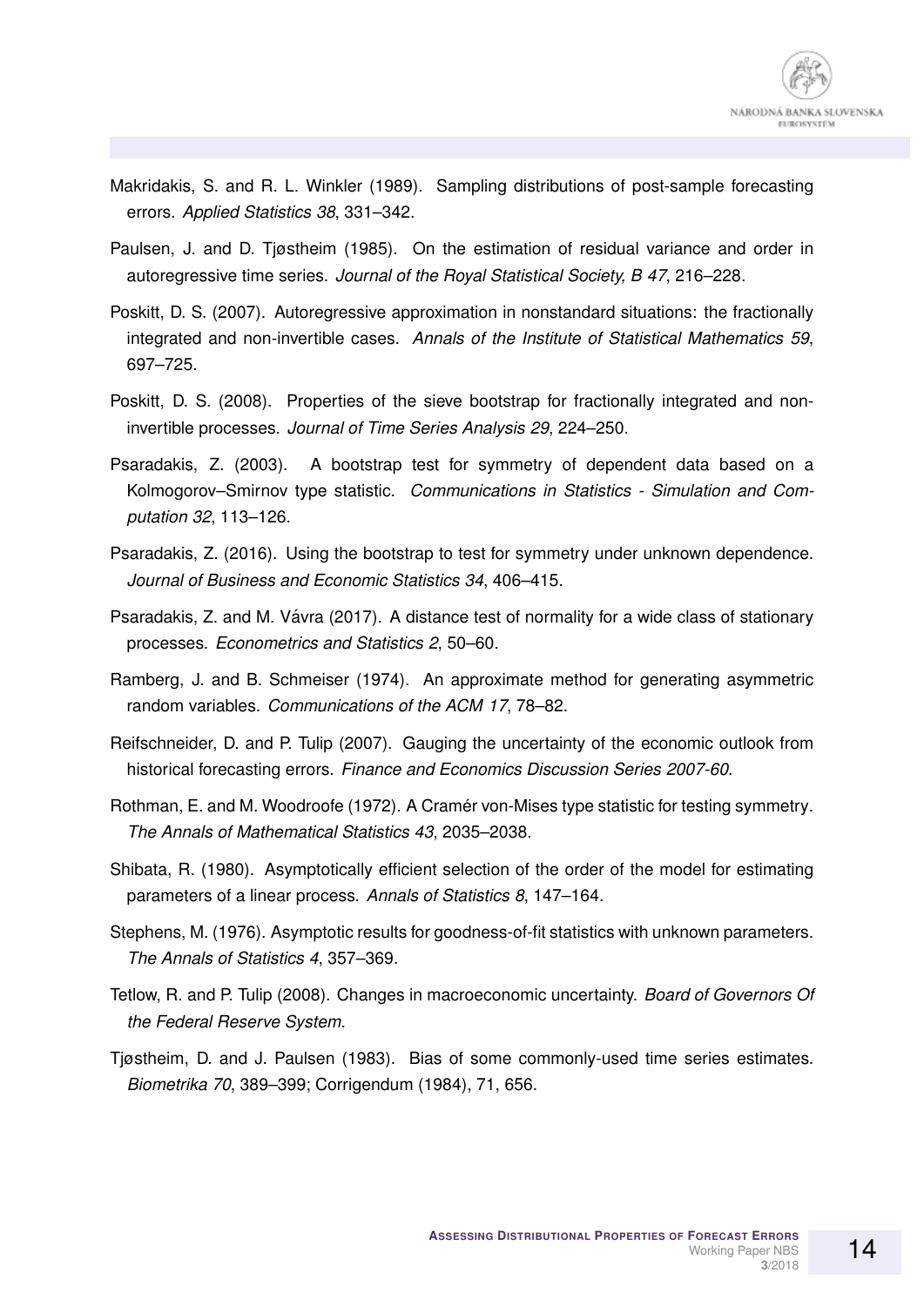Makridakis, S. and R. L. Winkler (1989). Sampling distributions of post-sample forecasting errors. *Applied Statistics 38*, 331–342.

Paulsen, J. and D. Tjøstheim (1985). On the estimation of residual variance and order in autoregressive time series. *Journal of the Royal Statistical Society, B 47*, 216–228.

Poskitt, D. S. (2007). Autoregressive approximation in nonstandard situations: the fractionally integrated and non-invertible cases. *Annals of the Institute of Statistical Mathematics 59*, 697–725.

Poskitt, D. S. (2008). Properties of the sieve bootstrap for fractionally integrated and non-invertible processes. *Journal of Time Series Analysis 29*, 224–250.

Psaradakis, Z. (2003). A bootstrap test for symmetry of dependent data based on a Kolmogorov–Smirnov type statistic. *Communications in Statistics - Simulation and Computation 32*, 113–126.

Psaradakis, Z. (2016). Using the bootstrap to test for symmetry under unknown dependence. *Journal of Business and Economic Statistics 34*, 406–415.

Psaradakis, Z. and M. Vávra (2017). A distance test of normality for a wide class of stationary processes. *Econometrics and Statistics 2*, 50–60.

Ramberg, J. and B. Schmeiser (1974). An approximate method for generating asymmetric random variables. *Communications of the ACM 17*, 78–82.

Reifschneider, D. and P. Tulip (2007). Gauging the uncertainty of the economic outlook from historical forecasting errors. *Finance and Economics Discussion Series 2007-60*.

Rothman, E. and M. Woodroofe (1972). A Cramér von-Mises type statistic for testing symmetry. *The Annals of Mathematical Statistics 43*, 2035–2038.

Shibata, R. (1980). Asymptotically efficient selection of the order of the model for estimating parameters of a linear process. *Annals of Statistics 8*, 147–164.

Stephens, M. (1976). Asymptotic results for goodness-of-fit statistics with unknown parameters. *The Annals of Statistics 4*, 357–369.

Tetlow, R. and P. Tulip (2008). Changes in macroeconomic uncertainty. *Board of Governors Of the Federal Reserve System*.

Tjøstheim, D. and J. Paulsen (1983). Bias of some commonly-used time series estimates. *Biometrika 70*, 389–399; Corrigendum (1984), 71, 656.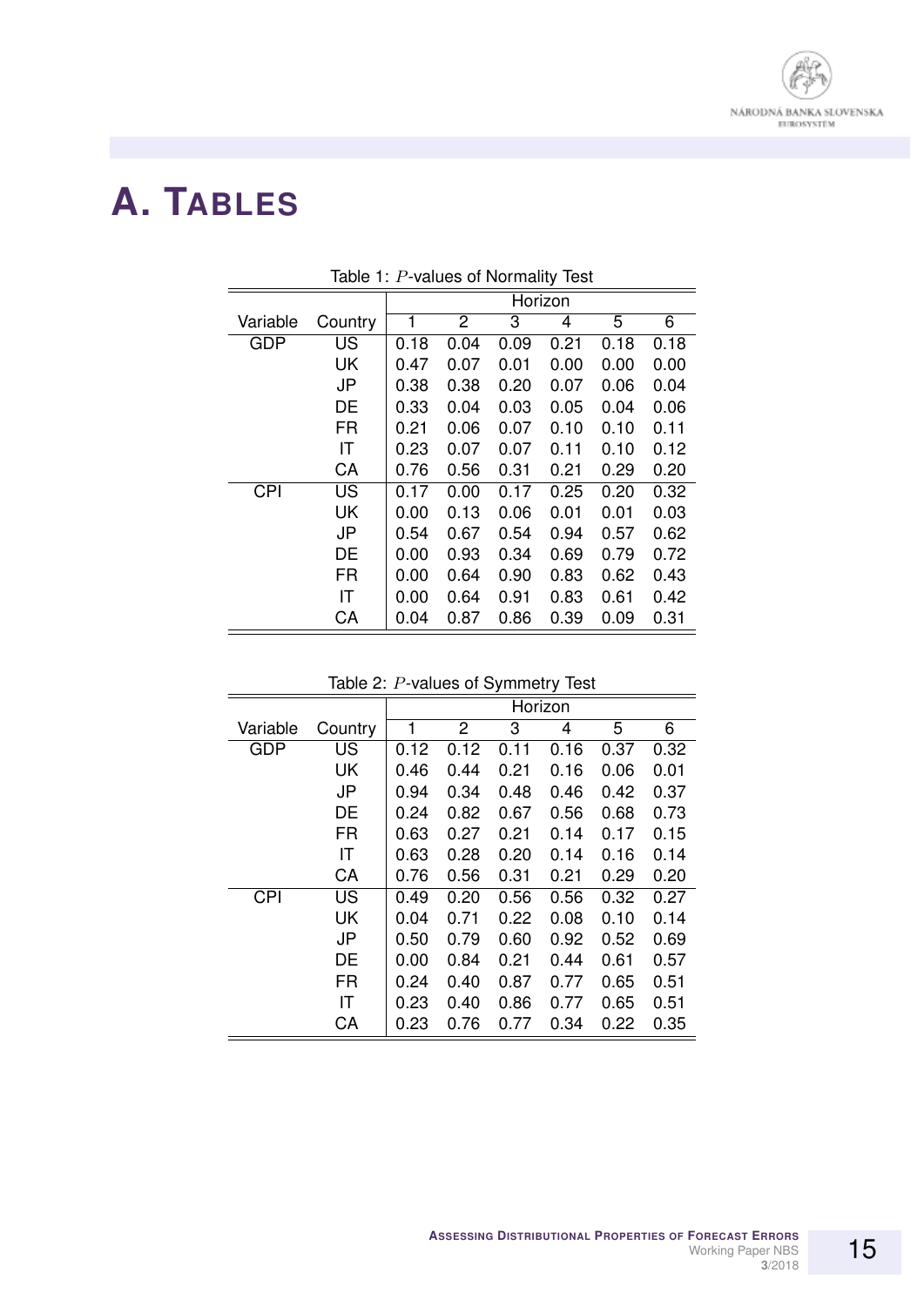# A. Tables

Table 1: $P$-values of Normality Test

| Variable | Country | Horizon 1 | 2 | 3 | 4 | 5 | 6 |
|---|---|---|---|---|---|---|---|
| GDP | US | 0.18 | 0.04 | 0.09 | 0.21 | 0.18 | 0.18 |
| | UK | 0.47 | 0.07 | 0.01 | 0.00 | 0.00 | 0.00 |
| | JP | 0.38 | 0.38 | 0.20 | 0.07 | 0.06 | 0.04 |
| | DE | 0.33 | 0.04 | 0.03 | 0.05 | 0.04 | 0.06 |
| | FR | 0.21 | 0.06 | 0.07 | 0.10 | 0.10 | 0.11 |
| | IT | 0.23 | 0.07 | 0.07 | 0.11 | 0.10 | 0.12 |
| | CA | 0.76 | 0.56 | 0.31 | 0.21 | 0.29 | 0.20 |
| CPI | US | 0.17 | 0.00 | 0.17 | 0.25 | 0.20 | 0.32 |
| | UK | 0.00 | 0.13 | 0.06 | 0.01 | 0.01 | 0.03 |
| | JP | 0.54 | 0.67 | 0.54 | 0.94 | 0.57 | 0.62 |
| | DE | 0.00 | 0.93 | 0.34 | 0.69 | 0.79 | 0.72 |
| | FR | 0.00 | 0.64 | 0.90 | 0.83 | 0.62 | 0.43 |
| | IT | 0.00 | 0.64 | 0.91 | 0.83 | 0.61 | 0.42 |
| | CA | 0.04 | 0.87 | 0.86 | 0.39 | 0.09 | 0.31 |

Table 2: $P$-values of Symmetry Test

| Variable | Country | Horizon 1 | 2 | 3 | 4 | 5 | 6 |
|---|---|---|---|---|---|---|---|
| GDP | US | 0.12 | 0.12 | 0.11 | 0.16 | 0.37 | 0.32 |
| | UK | 0.46 | 0.44 | 0.21 | 0.16 | 0.06 | 0.01 |
| | JP | 0.94 | 0.34 | 0.48 | 0.46 | 0.42 | 0.37 |
| | DE | 0.24 | 0.82 | 0.67 | 0.56 | 0.68 | 0.73 |
| | FR | 0.63 | 0.27 | 0.21 | 0.14 | 0.17 | 0.15 |
| | IT | 0.63 | 0.28 | 0.20 | 0.14 | 0.16 | 0.14 |
| | CA | 0.76 | 0.56 | 0.31 | 0.21 | 0.29 | 0.20 |
| CPI | US | 0.49 | 0.20 | 0.56 | 0.56 | 0.32 | 0.27 |
| | UK | 0.04 | 0.71 | 0.22 | 0.08 | 0.10 | 0.14 |
| | JP | 0.50 | 0.79 | 0.60 | 0.92 | 0.52 | 0.69 |
| | DE | 0.00 | 0.84 | 0.21 | 0.44 | 0.61 | 0.57 |
| | FR | 0.24 | 0.40 | 0.87 | 0.77 | 0.65 | 0.51 |
| | IT | 0.23 | 0.40 | 0.86 | 0.77 | 0.65 | 0.51 |
| | CA | 0.23 | 0.76 | 0.77 | 0.34 | 0.22 | 0.35 |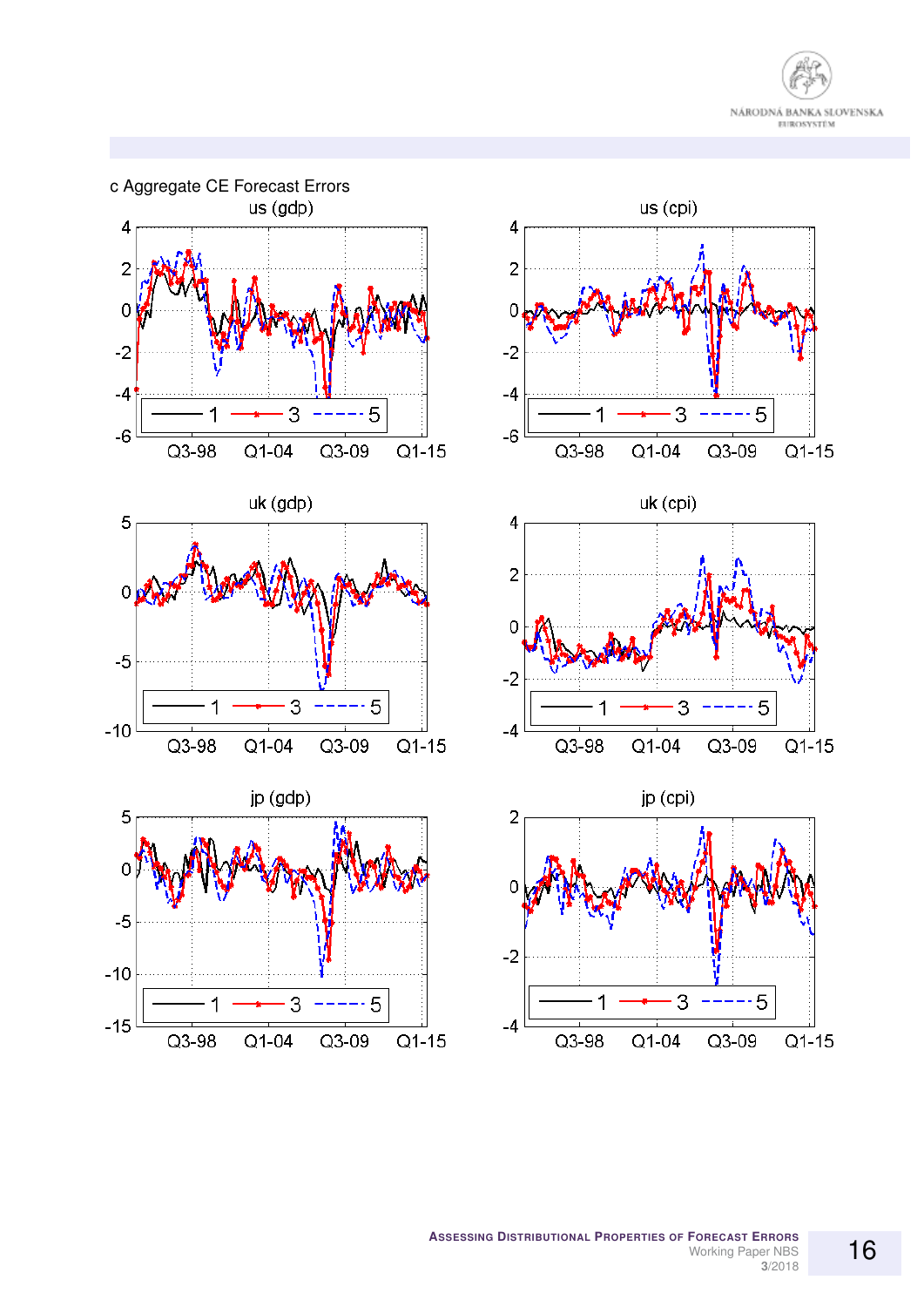c Aggregate CE Forecast Errors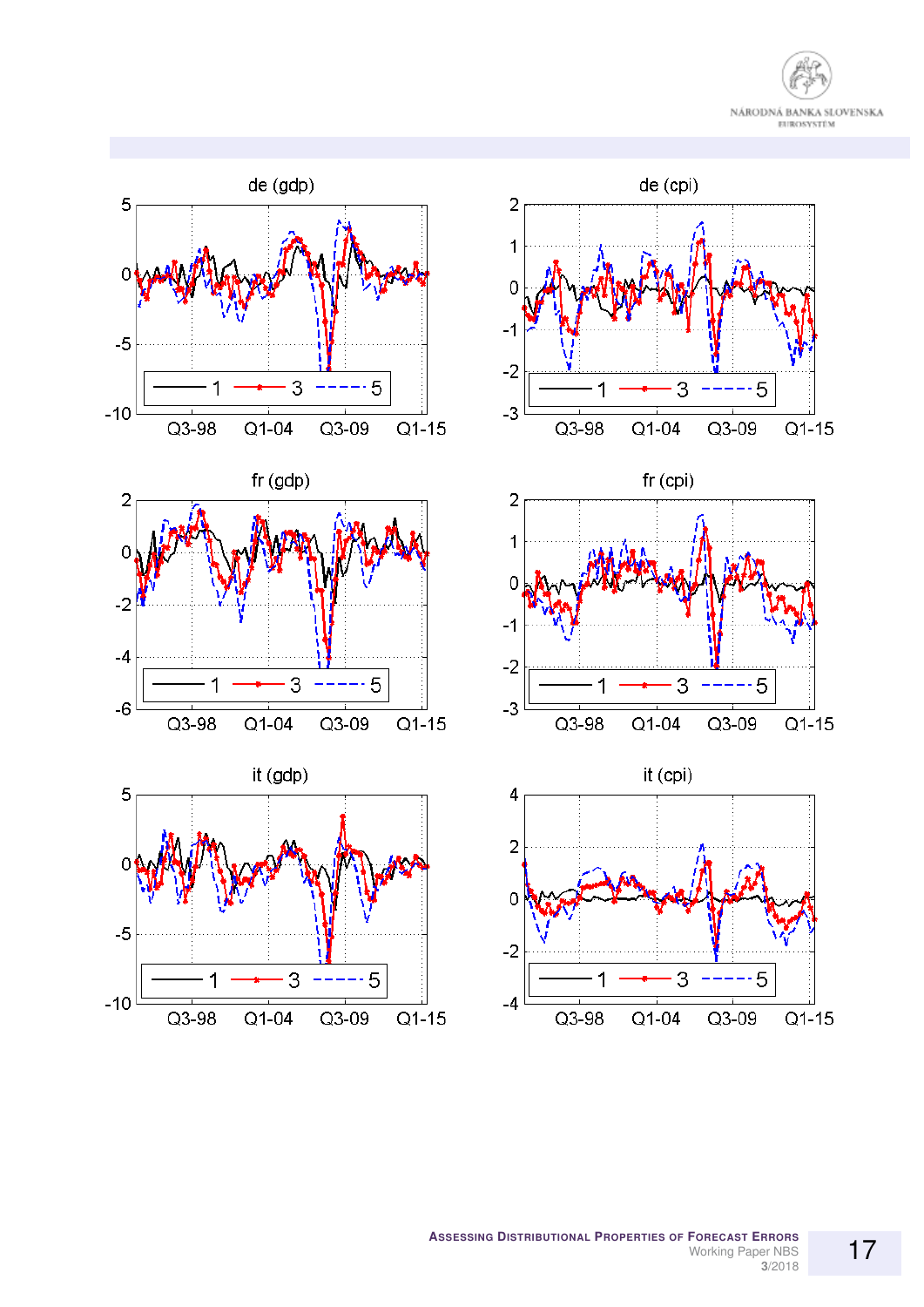de (gdp)

de (cpi)

fr (gdp)

fr (cpi)

it (gdp)

it (cpi)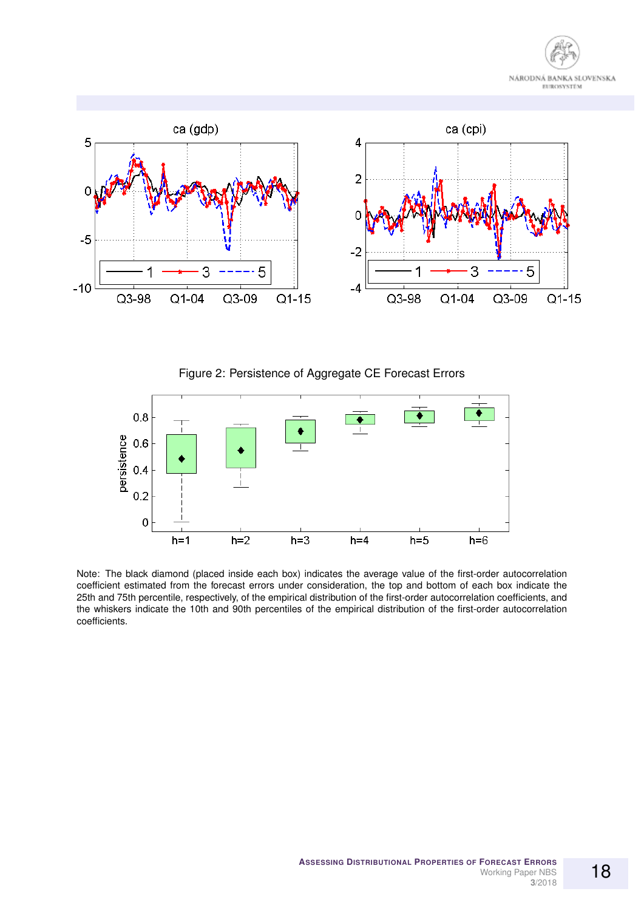Figure 2: Persistence of Aggregate CE Forecast Errors

Note: The black diamond (placed inside each box) indicates the average value of the first-order autocorrelation coefficient estimated from the forecast errors under consideration, the top and bottom of each box indicate the 25th and 75th percentile, respectively, of the empirical distribution of the first-order autocorrelation coefficients, and the whiskers indicate the 10th and 90th percentiles of the empirical distribution of the first-order autocorrelation coefficients.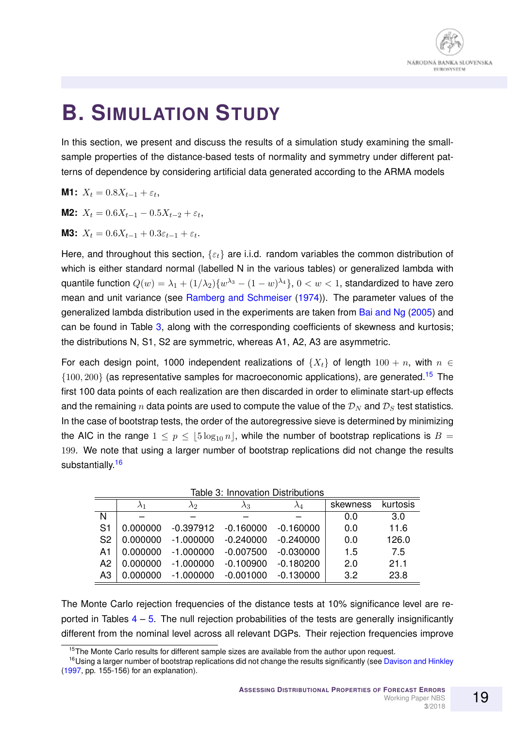# B. Simulation Study

In this section, we present and discuss the results of a simulation study examining the small-sample properties of the distance-based tests of normality and symmetry under different patterns of dependence by considering artificial data generated according to the ARMA models

**M1:** $X_t = 0.8X_{t-1} + \varepsilon_t$,

**M2:** $X_t = 0.6X_{t-1} - 0.5X_{t-2} + \varepsilon_t$,

**M3:** $X_t = 0.6X_{t-1} + 0.3\varepsilon_{t-1} + \varepsilon_t$.

Here, and throughout this section, $\{\varepsilon_t\}$ are i.i.d. random variables the common distribution of which is either standard normal (labelled N in the various tables) or generalized lambda with quantile function $Q(w) = \lambda_1 + (1/\lambda_2)\{w^{\lambda_3} - (1-w)^{\lambda_4}\}$, $0 < w < 1$, standardized to have zero mean and unit variance (see Ramberg and Schmeiser (1974)). The parameter values of the generalized lambda distribution used in the experiments are taken from Bai and Ng (2005) and can be found in Table 3, along with the corresponding coefficients of skewness and kurtosis; the distributions N, S1, S2 are symmetric, whereas A1, A2, A3 are asymmetric.

For each design point, 1000 independent realizations of $\{X_t\}$ of length $100 + n$, with $n \in \{100, 200\}$ (as representative samples for macroeconomic applications), are generated.[15] The first 100 data points of each realization are then discarded in order to eliminate start-up effects and the remaining $n$ data points are used to compute the value of the $\mathcal{D}_N$ and $\mathcal{D}_S$ test statistics. In the case of bootstrap tests, the order of the autoregressive sieve is determined by minimizing the AIC in the range $1 \leq p \leq \lfloor 5\log_{10} n \rfloor$, while the number of bootstrap replications is $B = 199$. We note that using a larger number of bootstrap replications did not change the results substantially.[16]

Table 3: Innovation Distributions

| | $\lambda_1$ | $\lambda_2$ | $\lambda_3$ | $\lambda_4$ | skewness | kurtosis |
|---|---|---|---|---|---|---|
| N | – | – | – | – | 0.0 | 3.0 |
| S1 | 0.000000 | -0.397912 | -0.160000 | -0.160000 | 0.0 | 11.6 |
| S2 | 0.000000 | -1.000000 | -0.240000 | -0.240000 | 0.0 | 126.0 |
| A1 | 0.000000 | -1.000000 | -0.007500 | -0.030000 | 1.5 | 7.5 |
| A2 | 0.000000 | -1.000000 | -0.100900 | -0.180200 | 2.0 | 21.1 |
| A3 | 0.000000 | -1.000000 | -0.001000 | -0.130000 | 3.2 | 23.8 |

The Monte Carlo rejection frequencies of the distance tests at 10% significance level are reported in Tables 4 – 5. The null rejection probabilities of the tests are generally insignificantly different from the nominal level across all relevant DGPs. Their rejection frequencies improve

[15] The Monte Carlo results for different sample sizes are available from the author upon request.

[16] Using a larger number of bootstrap replications did not change the results significantly (see Davison and Hinkley (1997, pp. 155-156) for an explanation).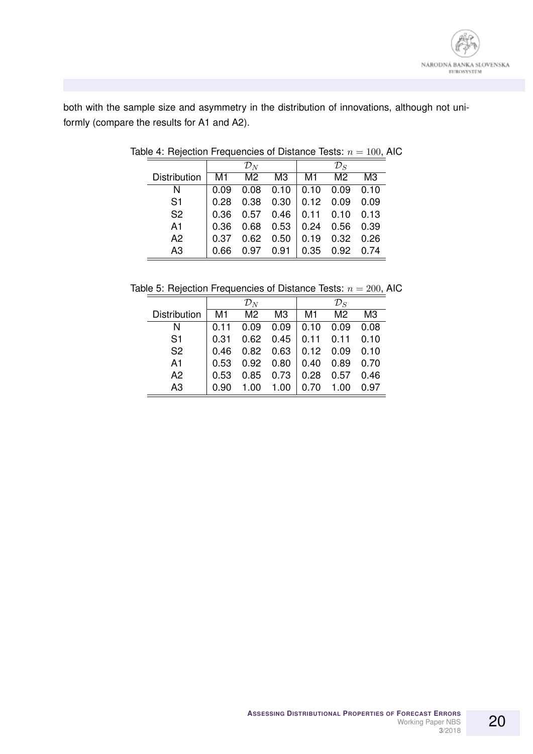both with the sample size and asymmetry in the distribution of innovations, although not uniformly (compare the results for A1 and A2).

Table 4: Rejection Frequencies of Distance Tests: $n = 100$, AIC

| | $\mathcal{D}_N$ | | | $\mathcal{D}_S$ | | |
|---|---|---|---|---|---|---|
| Distribution | M1 | M2 | M3 | M1 | M2 | M3 |
| N | 0.09 | 0.08 | 0.10 | 0.10 | 0.09 | 0.10 |
| S1 | 0.28 | 0.38 | 0.30 | 0.12 | 0.09 | 0.09 |
| S2 | 0.36 | 0.57 | 0.46 | 0.11 | 0.10 | 0.13 |
| A1 | 0.36 | 0.68 | 0.53 | 0.24 | 0.56 | 0.39 |
| A2 | 0.37 | 0.62 | 0.50 | 0.19 | 0.32 | 0.26 |
| A3 | 0.66 | 0.97 | 0.91 | 0.35 | 0.92 | 0.74 |

Table 5: Rejection Frequencies of Distance Tests: $n = 200$, AIC

| | $\mathcal{D}_N$ | | | $\mathcal{D}_S$ | | |
|---|---|---|---|---|---|---|
| Distribution | M1 | M2 | M3 | M1 | M2 | M3 |
| N | 0.11 | 0.09 | 0.09 | 0.10 | 0.09 | 0.08 |
| S1 | 0.31 | 0.62 | 0.45 | 0.11 | 0.11 | 0.10 |
| S2 | 0.46 | 0.82 | 0.63 | 0.12 | 0.09 | 0.10 |
| A1 | 0.53 | 0.92 | 0.80 | 0.40 | 0.89 | 0.70 |
| A2 | 0.53 | 0.85 | 0.73 | 0.28 | 0.57 | 0.46 |
| A3 | 0.90 | 1.00 | 1.00 | 0.70 | 1.00 | 0.97 |